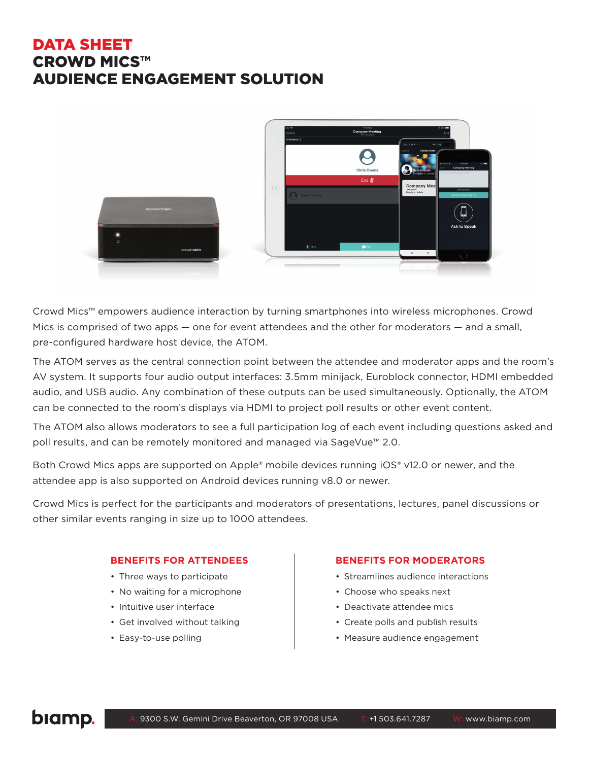# DATA SHEET
# CROWD MICS™ AUDIENCE ENGAGEMENT SOLUTION

Crowd Mics™ empowers audience interaction by turning smartphones into wireless microphones. Crowd Mics is comprised of two apps — one for event attendees and the other for moderators — and a small, pre-configured hardware host device, the ATOM.

The ATOM serves as the central connection point between the attendee and moderator apps and the room's AV system. It supports four audio output interfaces: 3.5mm minijack, Euroblock connector, HDMI embedded audio, and USB audio. Any combination of these outputs can be used simultaneously. Optionally, the ATOM can be connected to the room's displays via HDMI to project poll results or other event content.

The ATOM also allows moderators to see a full participation log of each event including questions asked and poll results, and can be remotely monitored and managed via SageVue™ 2.0.

Both Crowd Mics apps are supported on Apple® mobile devices running iOS® v12.0 or newer, and the attendee app is also supported on Android devices running v8.0 or newer.

Crowd Mics is perfect for the participants and moderators of presentations, lectures, panel discussions or other similar events ranging in size up to 1000 attendees.

## BENEFITS FOR ATTENDEES

- Three ways to participate
- No waiting for a microphone
- Intuitive user interface
- Get involved without talking
- Easy-to-use polling

## BENEFITS FOR MODERATORS

- Streamlines audience interactions
- Choose who speaks next
- Deactivate attendee mics
- Create polls and publish results
- Measure audience engagement

biamp. A: 9300 S.W. Gemini Drive Beaverton, OR 97008 USA T: +1 503.641.7287 W: www.biamp.com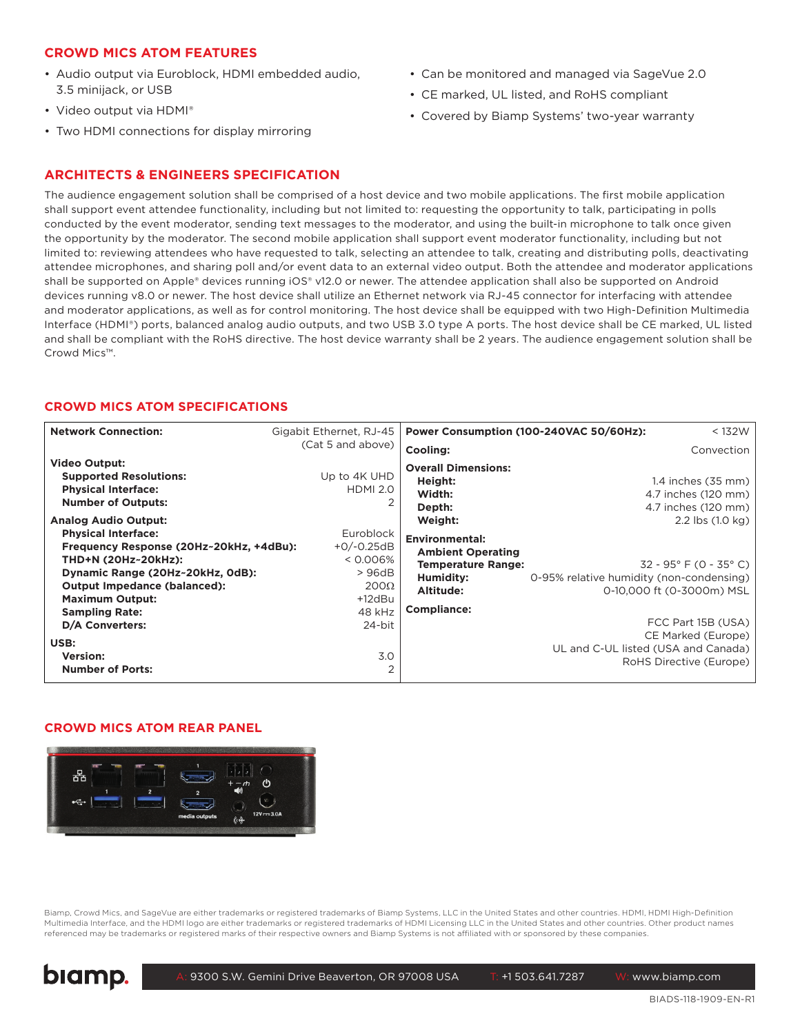## CROWD MICS ATOM FEATURES

- Audio output via Euroblock, HDMI embedded audio, 3.5 minijack, or USB
- Video output via HDMI®
- Two HDMI connections for display mirroring
- Can be monitored and managed via SageVue 2.0
- CE marked, UL listed, and RoHS compliant
- Covered by Biamp Systems' two-year warranty

## ARCHITECTS & ENGINEERS SPECIFICATION

The audience engagement solution shall be comprised of a host device and two mobile applications. The first mobile application shall support event attendee functionality, including but not limited to: requesting the opportunity to talk, participating in polls conducted by the event moderator, sending text messages to the moderator, and using the built-in microphone to talk once given the opportunity by the moderator. The second mobile application shall support event moderator functionality, including but not limited to: reviewing attendees who have requested to talk, selecting an attendee to talk, creating and distributing polls, deactivating attendee microphones, and sharing poll and/or event data to an external video output. Both the attendee and moderator applications shall be supported on Apple® devices running iOS® v12.0 or newer. The attendee application shall also be supported on Android devices running v8.0 or newer. The host device shall utilize an Ethernet network via RJ-45 connector for interfacing with attendee and moderator applications, as well as for control monitoring. The host device shall be equipped with two High-Definition Multimedia Interface (HDMI®) ports, balanced analog audio outputs, and two USB 3.0 type A ports. The host device shall be CE marked, UL listed and shall be compliant with the RoHS directive. The host device warranty shall be 2 years. The audience engagement solution shall be Crowd Mics™.

## CROWD MICS ATOM SPECIFICATIONS

| | |
|---|---|
| **Network Connection:** | Gigabit Ethernet, RJ-45 (Cat 5 and above) |
| **Video Output:** | |
| **Supported Resolutions:** | Up to 4K UHD |
| **Physical Interface:** | HDMI 2.0 |
| **Number of Outputs:** | 2 |
| **Analog Audio Output:** | |
| **Physical Interface:** | Euroblock |
| **Frequency Response (20Hz-20kHz, +4dBu):** | +0/-0.25dB |
| **THD+N (20Hz-20kHz):** | < 0.006% |
| **Dynamic Range (20Hz-20kHz, 0dB):** | > 96dB |
| **Output Impedance (balanced):** | 200Ω |
| **Maximum Output:** | +12dBu |
| **Sampling Rate:** | 48 kHz |
| **D/A Converters:** | 24-bit |
| **USB:** | |
| **Version:** | 3.0 |
| **Number of Ports:** | 2 |
| **Power Consumption (100-240VAC 50/60Hz):** | < 132W |
| **Cooling:** | Convection |
| **Overall Dimensions:** | |
| **Height:** | 1.4 inches (35 mm) |
| **Width:** | 4.7 inches (120 mm) |
| **Depth:** | 4.7 inches (120 mm) |
| **Weight:** | 2.2 lbs (1.0 kg) |
| **Environmental:** | |
| **Ambient Operating Temperature Range:** | 32 - 95° F (0 - 35° C) |
| **Humidity:** | 0-95% relative humidity (non-condensing) |
| **Altitude:** | 0-10,000 ft (0-3000m) MSL |
| **Compliance:** | FCC Part 15B (USA)<br>CE Marked (Europe)<br>UL and C-UL listed (USA and Canada)<br>RoHS Directive (Europe) |

## CROWD MICS ATOM REAR PANEL

Biamp, Crowd Mics, and SageVue are either trademarks or registered trademarks of Biamp Systems, LLC in the United States and other countries. HDMI, HDMI High-Definition Multimedia Interface, and the HDMI logo are either trademarks or registered trademarks of HDMI Licensing LLC in the United States and other countries. Other product names referenced may be trademarks or registered marks of their respective owners and Biamp Systems is not affiliated with or sponsored by these companies.

biamp. A: 9300 S.W. Gemini Drive Beaverton, OR 97008 USA T: +1 503.641.7287 W: www.biamp.com

BIADS-118-1909-EN-R1